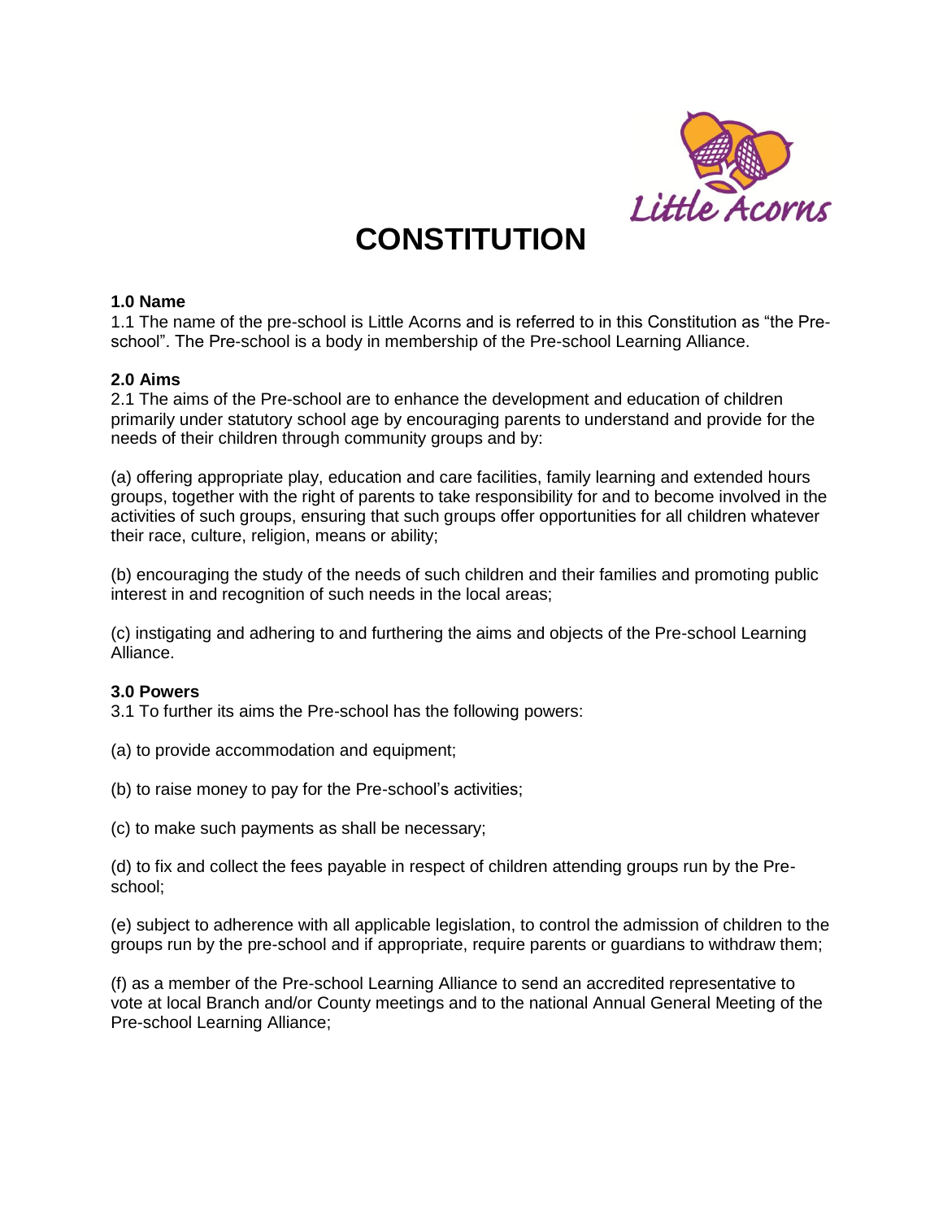# CONSTITUTION

### 1.0 Name

1.1 The name of the pre-school is Little Acorns and is referred to in this Constitution as "the Pre-school". The Pre-school is a body in membership of the Pre-school Learning Alliance.

### 2.0 Aims

2.1 The aims of the Pre-school are to enhance the development and education of children primarily under statutory school age by encouraging parents to understand and provide for the needs of their children through community groups and by:

(a) offering appropriate play, education and care facilities, family learning and extended hours groups, together with the right of parents to take responsibility for and to become involved in the activities of such groups, ensuring that such groups offer opportunities for all children whatever their race, culture, religion, means or ability;

(b) encouraging the study of the needs of such children and their families and promoting public interest in and recognition of such needs in the local areas;

(c) instigating and adhering to and furthering the aims and objects of the Pre-school Learning Alliance.

### 3.0 Powers

3.1 To further its aims the Pre-school has the following powers:

(a) to provide accommodation and equipment;

(b) to raise money to pay for the Pre-school's activities;

(c) to make such payments as shall be necessary;

(d) to fix and collect the fees payable in respect of children attending groups run by the Pre-school;

(e) subject to adherence with all applicable legislation, to control the admission of children to the groups run by the pre-school and if appropriate, require parents or guardians to withdraw them;

(f) as a member of the Pre-school Learning Alliance to send an accredited representative to vote at local Branch and/or County meetings and to the national Annual General Meeting of the Pre-school Learning Alliance;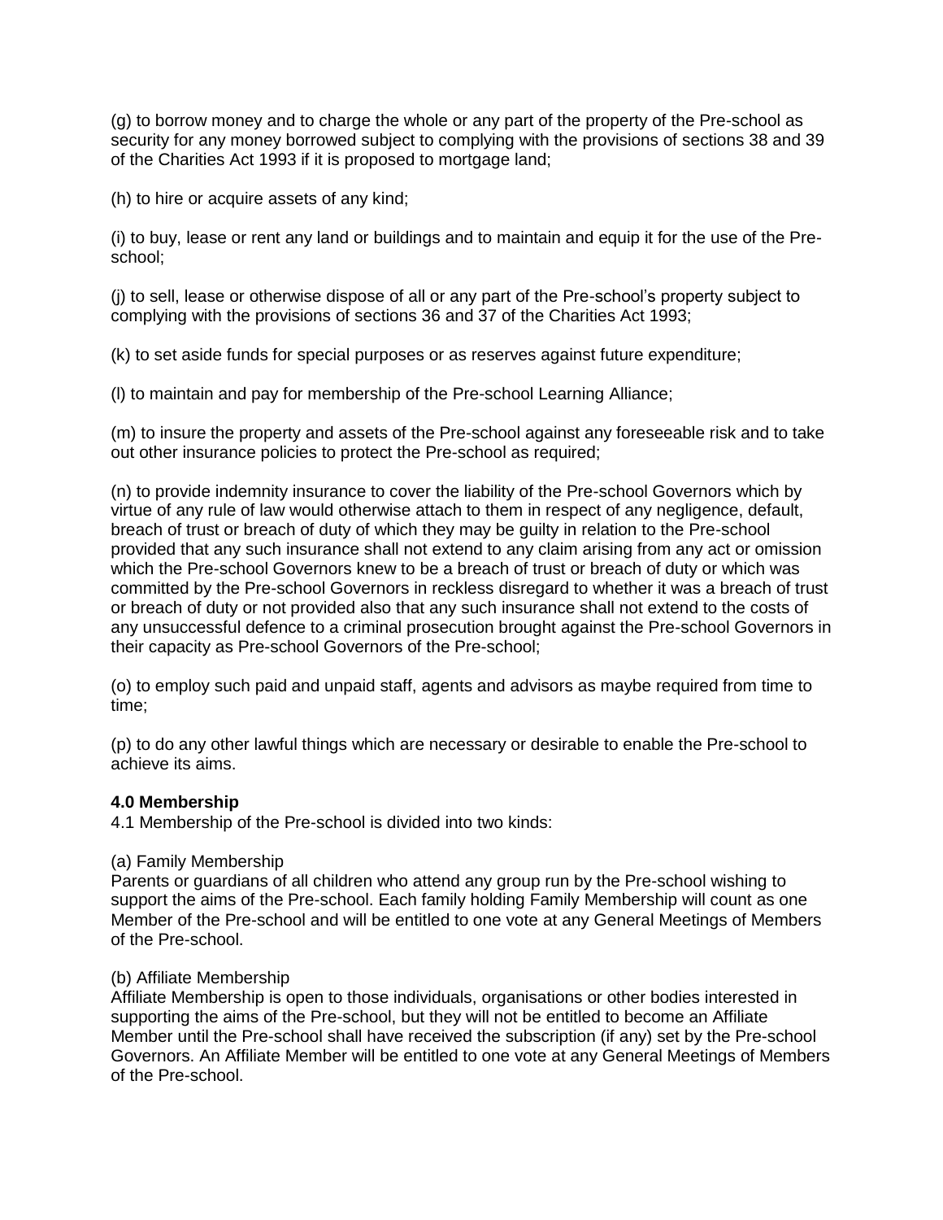(g) to borrow money and to charge the whole or any part of the property of the Pre-school as security for any money borrowed subject to complying with the provisions of sections 38 and 39 of the Charities Act 1993 if it is proposed to mortgage land;

(h) to hire or acquire assets of any kind;

(i) to buy, lease or rent any land or buildings and to maintain and equip it for the use of the Pre-school;

(j) to sell, lease or otherwise dispose of all or any part of the Pre-school's property subject to complying with the provisions of sections 36 and 37 of the Charities Act 1993;

(k) to set aside funds for special purposes or as reserves against future expenditure;

(l) to maintain and pay for membership of the Pre-school Learning Alliance;

(m) to insure the property and assets of the Pre-school against any foreseeable risk and to take out other insurance policies to protect the Pre-school as required;

(n) to provide indemnity insurance to cover the liability of the Pre-school Governors which by virtue of any rule of law would otherwise attach to them in respect of any negligence, default, breach of trust or breach of duty of which they may be guilty in relation to the Pre-school provided that any such insurance shall not extend to any claim arising from any act or omission which the Pre-school Governors knew to be a breach of trust or breach of duty or which was committed by the Pre-school Governors in reckless disregard to whether it was a breach of trust or breach of duty or not provided also that any such insurance shall not extend to the costs of any unsuccessful defence to a criminal prosecution brought against the Pre-school Governors in their capacity as Pre-school Governors of the Pre-school;

(o) to employ such paid and unpaid staff, agents and advisors as maybe required from time to time;

(p) to do any other lawful things which are necessary or desirable to enable the Pre-school to achieve its aims.

**4.0 Membership**

4.1 Membership of the Pre-school is divided into two kinds:

(a) Family Membership

Parents or guardians of all children who attend any group run by the Pre-school wishing to support the aims of the Pre-school. Each family holding Family Membership will count as one Member of the Pre-school and will be entitled to one vote at any General Meetings of Members of the Pre-school.

(b) Affiliate Membership

Affiliate Membership is open to those individuals, organisations or other bodies interested in supporting the aims of the Pre-school, but they will not be entitled to become an Affiliate Member until the Pre-school shall have received the subscription (if any) set by the Pre-school Governors. An Affiliate Member will be entitled to one vote at any General Meetings of Members of the Pre-school.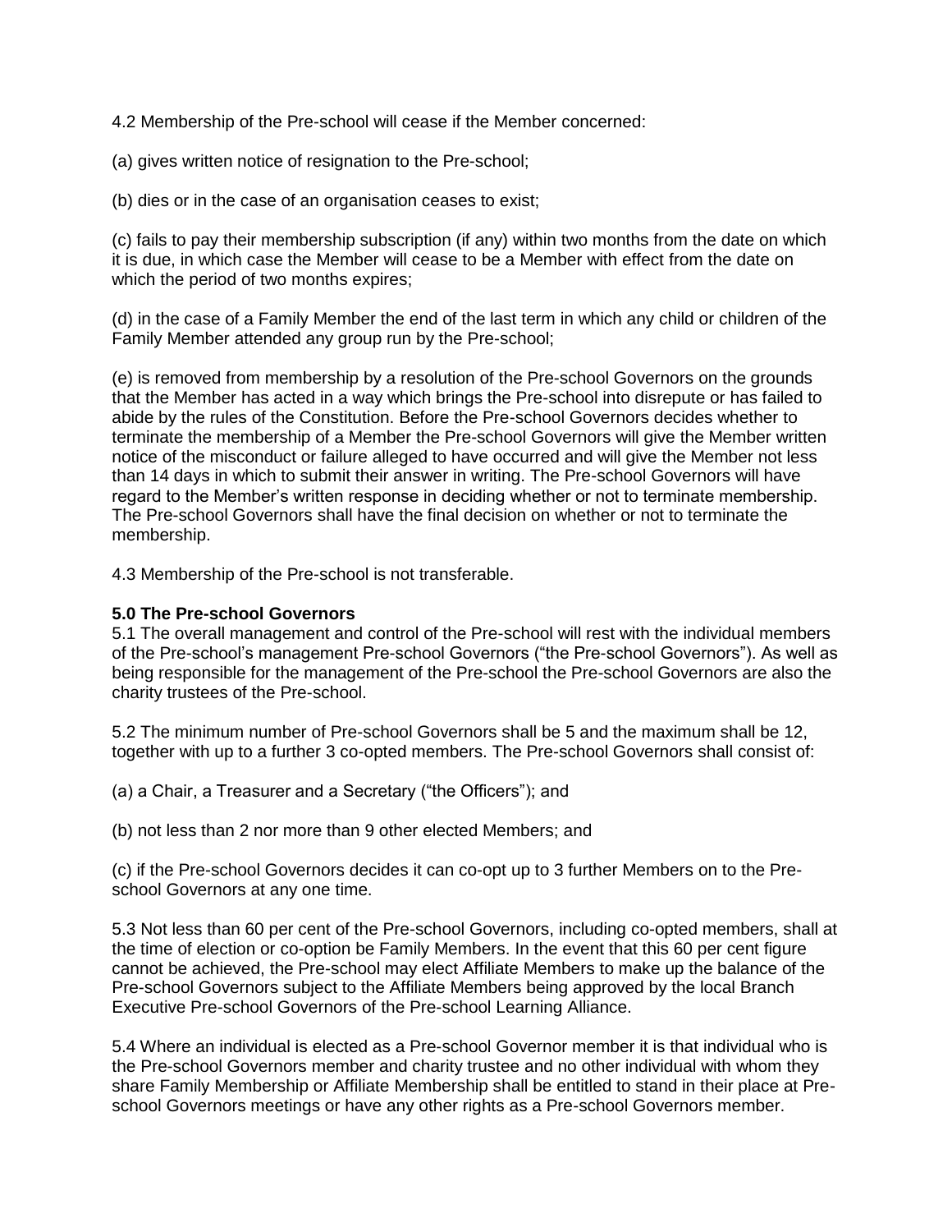4.2 Membership of the Pre-school will cease if the Member concerned:

(a) gives written notice of resignation to the Pre-school;

(b) dies or in the case of an organisation ceases to exist;

(c) fails to pay their membership subscription (if any) within two months from the date on which it is due, in which case the Member will cease to be a Member with effect from the date on which the period of two months expires;

(d) in the case of a Family Member the end of the last term in which any child or children of the Family Member attended any group run by the Pre-school;

(e) is removed from membership by a resolution of the Pre-school Governors on the grounds that the Member has acted in a way which brings the Pre-school into disrepute or has failed to abide by the rules of the Constitution. Before the Pre-school Governors decides whether to terminate the membership of a Member the Pre-school Governors will give the Member written notice of the misconduct or failure alleged to have occurred and will give the Member not less than 14 days in which to submit their answer in writing. The Pre-school Governors will have regard to the Member's written response in deciding whether or not to terminate membership. The Pre-school Governors shall have the final decision on whether or not to terminate the membership.

4.3 Membership of the Pre-school is not transferable.

**5.0 The Pre-school Governors**

5.1 The overall management and control of the Pre-school will rest with the individual members of the Pre-school's management Pre-school Governors ("the Pre-school Governors"). As well as being responsible for the management of the Pre-school the Pre-school Governors are also the charity trustees of the Pre-school.

5.2 The minimum number of Pre-school Governors shall be 5 and the maximum shall be 12, together with up to a further 3 co-opted members. The Pre-school Governors shall consist of:

(a) a Chair, a Treasurer and a Secretary ("the Officers"); and

(b) not less than 2 nor more than 9 other elected Members; and

(c) if the Pre-school Governors decides it can co-opt up to 3 further Members on to the Pre-school Governors at any one time.

5.3 Not less than 60 per cent of the Pre-school Governors, including co-opted members, shall at the time of election or co-option be Family Members. In the event that this 60 per cent figure cannot be achieved, the Pre-school may elect Affiliate Members to make up the balance of the Pre-school Governors subject to the Affiliate Members being approved by the local Branch Executive Pre-school Governors of the Pre-school Learning Alliance.

5.4 Where an individual is elected as a Pre-school Governor member it is that individual who is the Pre-school Governors member and charity trustee and no other individual with whom they share Family Membership or Affiliate Membership shall be entitled to stand in their place at Pre-school Governors meetings or have any other rights as a Pre-school Governors member.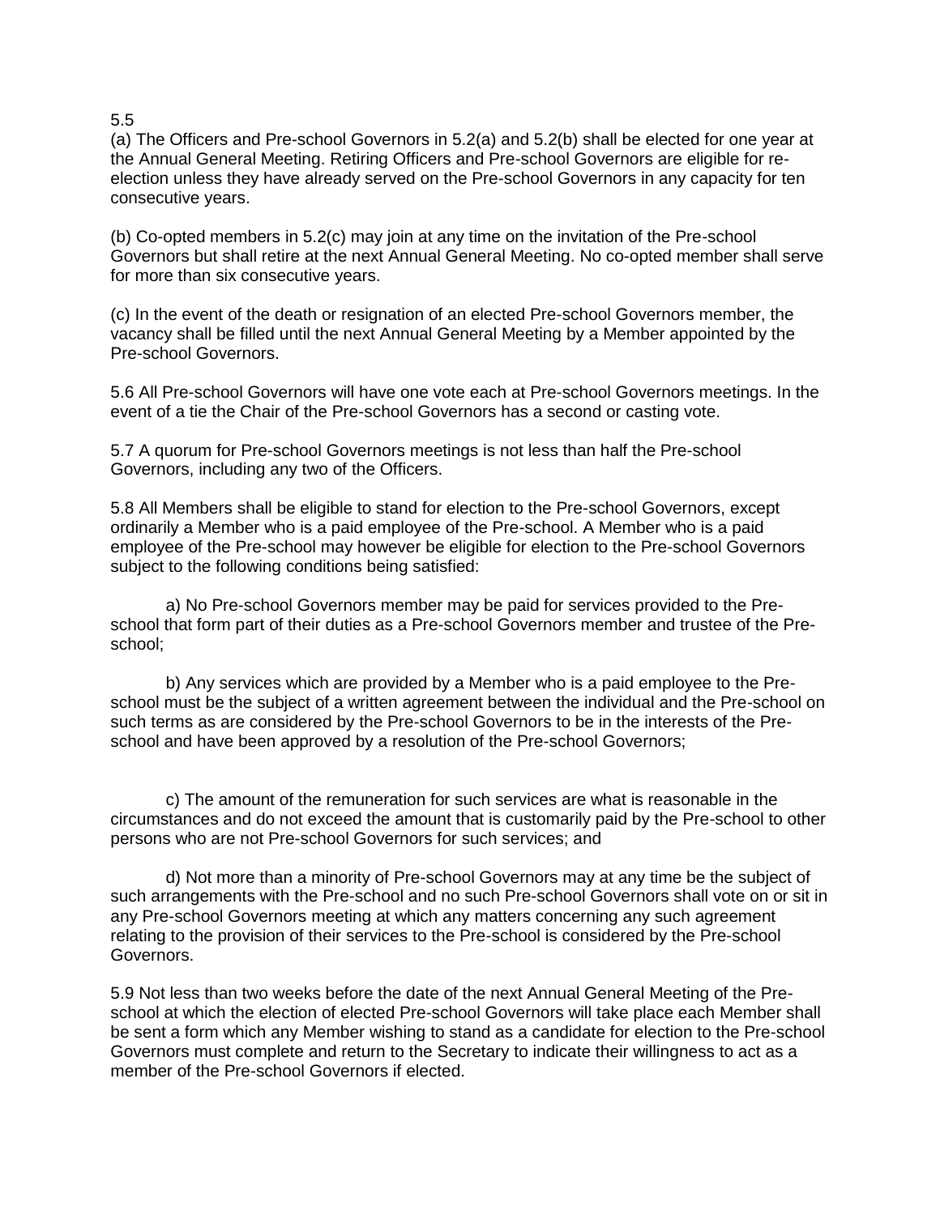5.5

(a) The Officers and Pre-school Governors in 5.2(a) and 5.2(b) shall be elected for one year at the Annual General Meeting. Retiring Officers and Pre-school Governors are eligible for re-election unless they have already served on the Pre-school Governors in any capacity for ten consecutive years.

(b) Co-opted members in 5.2(c) may join at any time on the invitation of the Pre-school Governors but shall retire at the next Annual General Meeting. No co-opted member shall serve for more than six consecutive years.

(c) In the event of the death or resignation of an elected Pre-school Governors member, the vacancy shall be filled until the next Annual General Meeting by a Member appointed by the Pre-school Governors.

5.6 All Pre-school Governors will have one vote each at Pre-school Governors meetings. In the event of a tie the Chair of the Pre-school Governors has a second or casting vote.

5.7 A quorum for Pre-school Governors meetings is not less than half the Pre-school Governors, including any two of the Officers.

5.8 All Members shall be eligible to stand for election to the Pre-school Governors, except ordinarily a Member who is a paid employee of the Pre-school. A Member who is a paid employee of the Pre-school may however be eligible for election to the Pre-school Governors subject to the following conditions being satisfied:

a) No Pre-school Governors member may be paid for services provided to the Pre-school that form part of their duties as a Pre-school Governors member and trustee of the Pre-school;

b) Any services which are provided by a Member who is a paid employee to the Pre-school must be the subject of a written agreement between the individual and the Pre-school on such terms as are considered by the Pre-school Governors to be in the interests of the Pre-school and have been approved by a resolution of the Pre-school Governors;

c) The amount of the remuneration for such services are what is reasonable in the circumstances and do not exceed the amount that is customarily paid by the Pre-school to other persons who are not Pre-school Governors for such services; and

d) Not more than a minority of Pre-school Governors may at any time be the subject of such arrangements with the Pre-school and no such Pre-school Governors shall vote on or sit in any Pre-school Governors meeting at which any matters concerning any such agreement relating to the provision of their services to the Pre-school is considered by the Pre-school Governors.

5.9 Not less than two weeks before the date of the next Annual General Meeting of the Pre-school at which the election of elected Pre-school Governors will take place each Member shall be sent a form which any Member wishing to stand as a candidate for election to the Pre-school Governors must complete and return to the Secretary to indicate their willingness to act as a member of the Pre-school Governors if elected.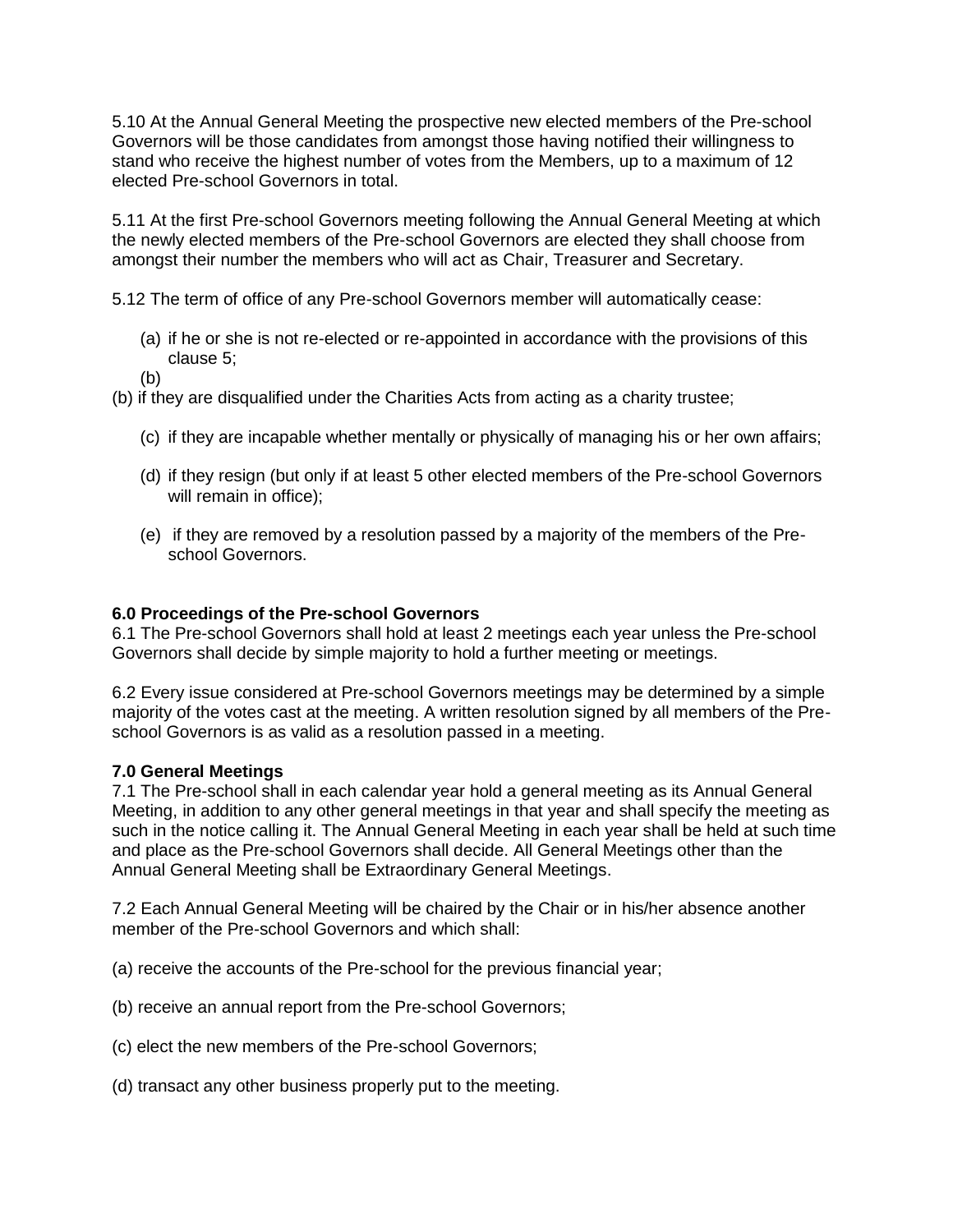5.10 At the Annual General Meeting the prospective new elected members of the Pre-school Governors will be those candidates from amongst those having notified their willingness to stand who receive the highest number of votes from the Members, up to a maximum of 12 elected Pre-school Governors in total.

5.11 At the first Pre-school Governors meeting following the Annual General Meeting at which the newly elected members of the Pre-school Governors are elected they shall choose from amongst their number the members who will act as Chair, Treasurer and Secretary.

5.12 The term of office of any Pre-school Governors member will automatically cease:

(a) if he or she is not re-elected or re-appointed in accordance with the provisions of this clause 5;

(b)

(b) if they are disqualified under the Charities Acts from acting as a charity trustee;

(c) if they are incapable whether mentally or physically of managing his or her own affairs;

(d) if they resign (but only if at least 5 other elected members of the Pre-school Governors will remain in office);

(e) if they are removed by a resolution passed by a majority of the members of the Pre-school Governors.

**6.0 Proceedings of the Pre-school Governors**

6.1 The Pre-school Governors shall hold at least 2 meetings each year unless the Pre-school Governors shall decide by simple majority to hold a further meeting or meetings.

6.2 Every issue considered at Pre-school Governors meetings may be determined by a simple majority of the votes cast at the meeting. A written resolution signed by all members of the Pre-school Governors is as valid as a resolution passed in a meeting.

**7.0 General Meetings**

7.1 The Pre-school shall in each calendar year hold a general meeting as its Annual General Meeting, in addition to any other general meetings in that year and shall specify the meeting as such in the notice calling it. The Annual General Meeting in each year shall be held at such time and place as the Pre-school Governors shall decide. All General Meetings other than the Annual General Meeting shall be Extraordinary General Meetings.

7.2 Each Annual General Meeting will be chaired by the Chair or in his/her absence another member of the Pre-school Governors and which shall:

(a) receive the accounts of the Pre-school for the previous financial year;

(b) receive an annual report from the Pre-school Governors;

(c) elect the new members of the Pre-school Governors;

(d) transact any other business properly put to the meeting.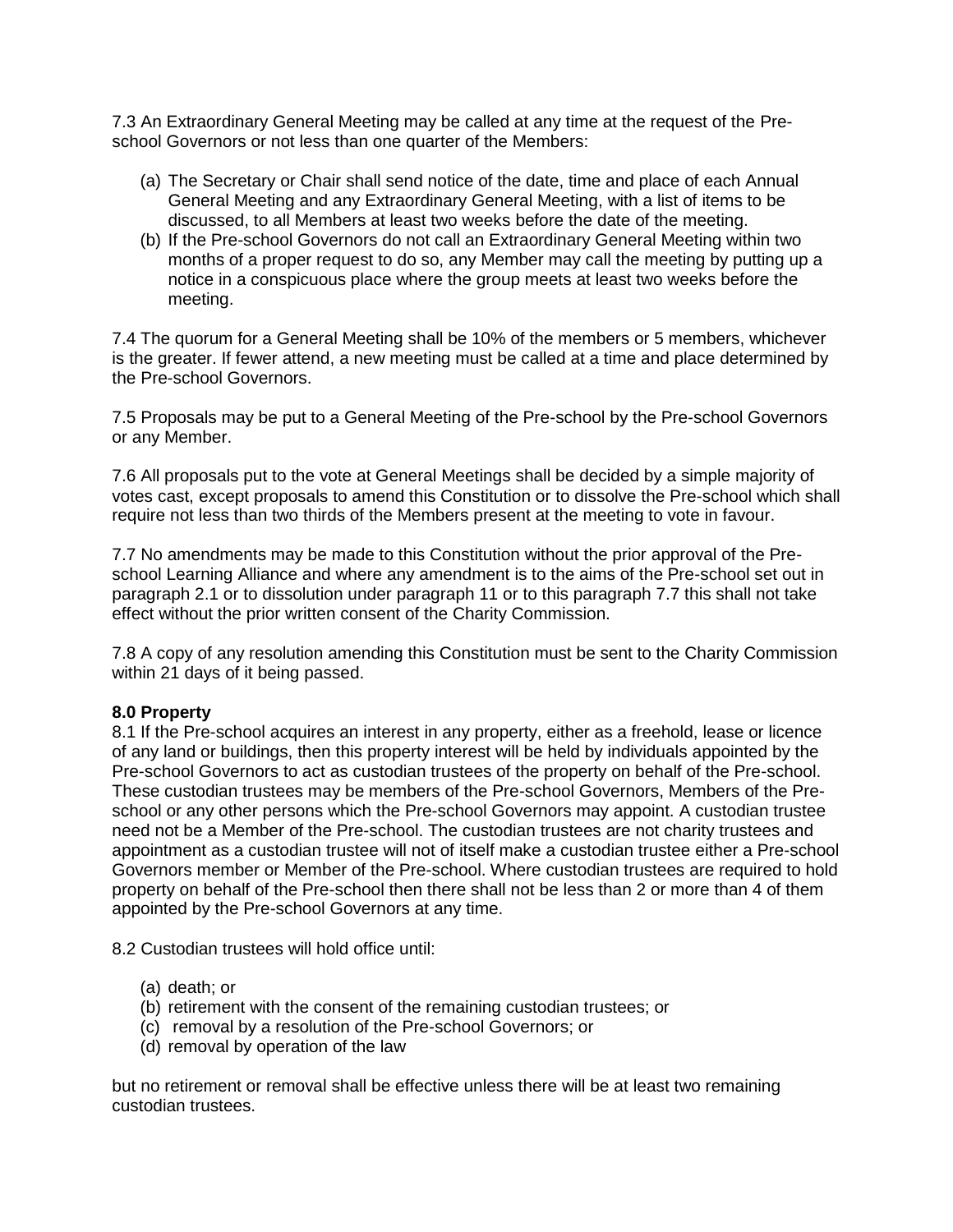7.3 An Extraordinary General Meeting may be called at any time at the request of the Pre-school Governors or not less than one quarter of the Members:

(a) The Secretary or Chair shall send notice of the date, time and place of each Annual General Meeting and any Extraordinary General Meeting, with a list of items to be discussed, to all Members at least two weeks before the date of the meeting.
(b) If the Pre-school Governors do not call an Extraordinary General Meeting within two months of a proper request to do so, any Member may call the meeting by putting up a notice in a conspicuous place where the group meets at least two weeks before the meeting.

7.4 The quorum for a General Meeting shall be 10% of the members or 5 members, whichever is the greater. If fewer attend, a new meeting must be called at a time and place determined by the Pre-school Governors.

7.5 Proposals may be put to a General Meeting of the Pre-school by the Pre-school Governors or any Member.

7.6 All proposals put to the vote at General Meetings shall be decided by a simple majority of votes cast, except proposals to amend this Constitution or to dissolve the Pre-school which shall require not less than two thirds of the Members present at the meeting to vote in favour.

7.7 No amendments may be made to this Constitution without the prior approval of the Pre-school Learning Alliance and where any amendment is to the aims of the Pre-school set out in paragraph 2.1 or to dissolution under paragraph 11 or to this paragraph 7.7 this shall not take effect without the prior written consent of the Charity Commission.

7.8 A copy of any resolution amending this Constitution must be sent to the Charity Commission within 21 days of it being passed.

**8.0 Property**

8.1 If the Pre-school acquires an interest in any property, either as a freehold, lease or licence of any land or buildings, then this property interest will be held by individuals appointed by the Pre-school Governors to act as custodian trustees of the property on behalf of the Pre-school. These custodian trustees may be members of the Pre-school Governors, Members of the Pre-school or any other persons which the Pre-school Governors may appoint. A custodian trustee need not be a Member of the Pre-school. The custodian trustees are not charity trustees and appointment as a custodian trustee will not of itself make a custodian trustee either a Pre-school Governors member or Member of the Pre-school. Where custodian trustees are required to hold property on behalf of the Pre-school then there shall not be less than 2 or more than 4 of them appointed by the Pre-school Governors at any time.

8.2 Custodian trustees will hold office until:

(a) death; or
(b) retirement with the consent of the remaining custodian trustees; or
(c) removal by a resolution of the Pre-school Governors; or
(d) removal by operation of the law

but no retirement or removal shall be effective unless there will be at least two remaining custodian trustees.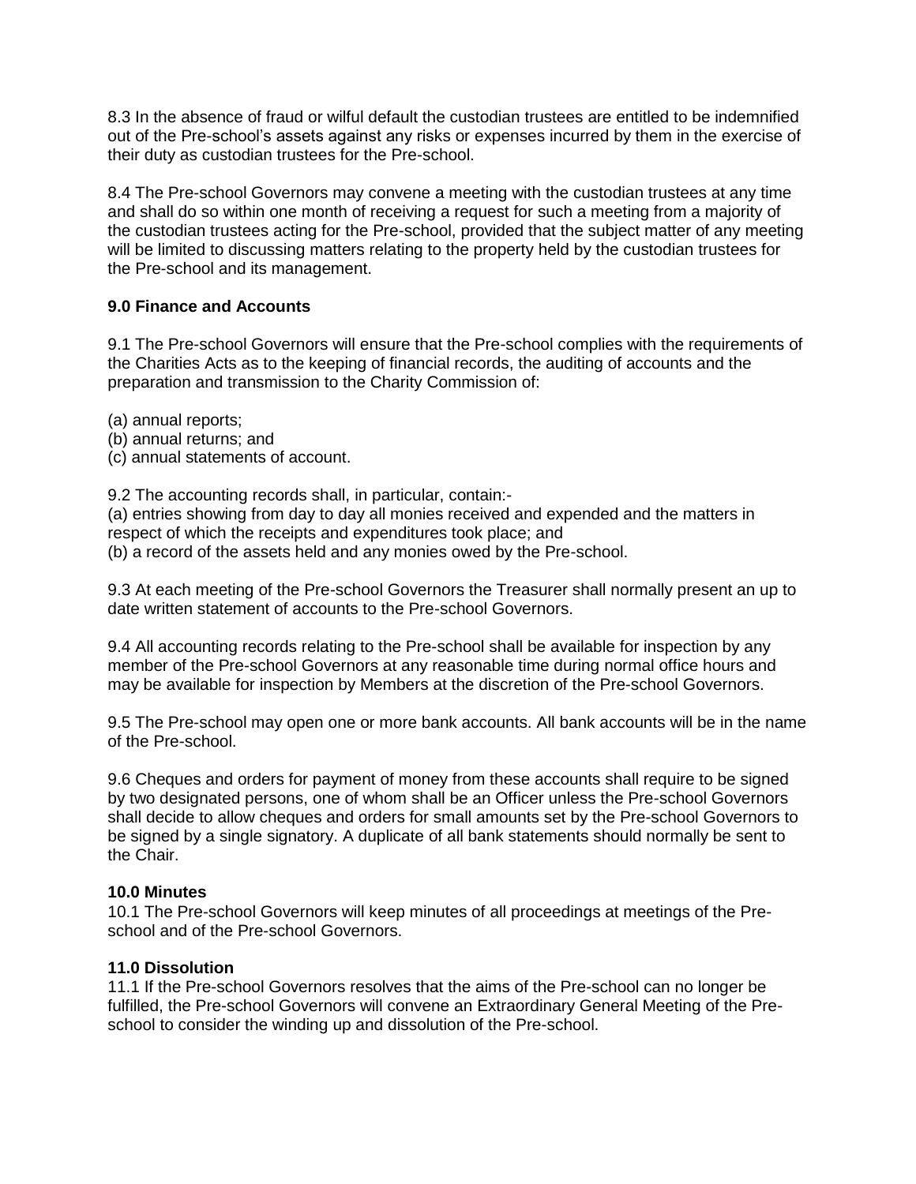8.3 In the absence of fraud or wilful default the custodian trustees are entitled to be indemnified out of the Pre-school's assets against any risks or expenses incurred by them in the exercise of their duty as custodian trustees for the Pre-school.

8.4 The Pre-school Governors may convene a meeting with the custodian trustees at any time and shall do so within one month of receiving a request for such a meeting from a majority of the custodian trustees acting for the Pre-school, provided that the subject matter of any meeting will be limited to discussing matters relating to the property held by the custodian trustees for the Pre-school and its management.

**9.0 Finance and Accounts**

9.1 The Pre-school Governors will ensure that the Pre-school complies with the requirements of the Charities Acts as to the keeping of financial records, the auditing of accounts and the preparation and transmission to the Charity Commission of:

(a) annual reports;
(b) annual returns; and
(c) annual statements of account.

9.2 The accounting records shall, in particular, contain:-
(a) entries showing from day to day all monies received and expended and the matters in respect of which the receipts and expenditures took place; and
(b) a record of the assets held and any monies owed by the Pre-school.

9.3 At each meeting of the Pre-school Governors the Treasurer shall normally present an up to date written statement of accounts to the Pre-school Governors.

9.4 All accounting records relating to the Pre-school shall be available for inspection by any member of the Pre-school Governors at any reasonable time during normal office hours and may be available for inspection by Members at the discretion of the Pre-school Governors.

9.5 The Pre-school may open one or more bank accounts. All bank accounts will be in the name of the Pre-school.

9.6 Cheques and orders for payment of money from these accounts shall require to be signed by two designated persons, one of whom shall be an Officer unless the Pre-school Governors shall decide to allow cheques and orders for small amounts set by the Pre-school Governors to be signed by a single signatory. A duplicate of all bank statements should normally be sent to the Chair.

**10.0 Minutes**

10.1 The Pre-school Governors will keep minutes of all proceedings at meetings of the Pre-school and of the Pre-school Governors.

**11.0 Dissolution**

11.1 If the Pre-school Governors resolves that the aims of the Pre-school can no longer be fulfilled, the Pre-school Governors will convene an Extraordinary General Meeting of the Pre-school to consider the winding up and dissolution of the Pre-school.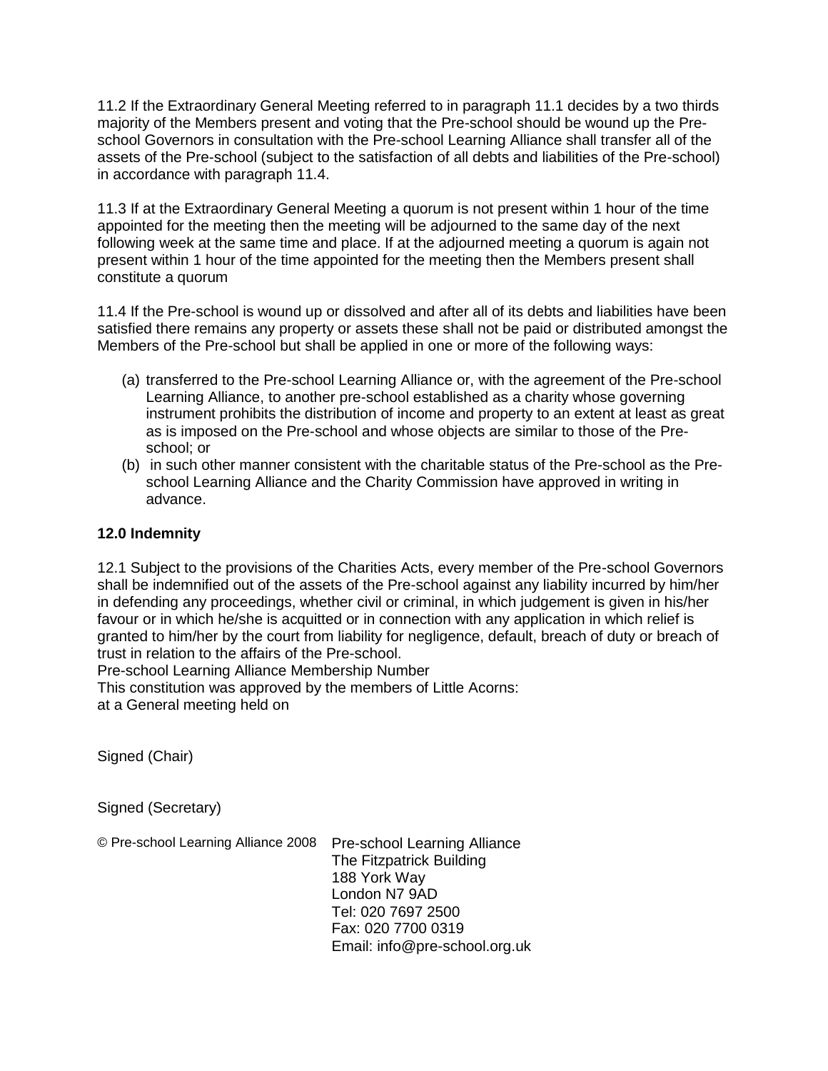11.2 If the Extraordinary General Meeting referred to in paragraph 11.1 decides by a two thirds majority of the Members present and voting that the Pre-school should be wound up the Pre-school Governors in consultation with the Pre-school Learning Alliance shall transfer all of the assets of the Pre-school (subject to the satisfaction of all debts and liabilities of the Pre-school) in accordance with paragraph 11.4.

11.3 If at the Extraordinary General Meeting a quorum is not present within 1 hour of the time appointed for the meeting then the meeting will be adjourned to the same day of the next following week at the same time and place. If at the adjourned meeting a quorum is again not present within 1 hour of the time appointed for the meeting then the Members present shall constitute a quorum

11.4 If the Pre-school is wound up or dissolved and after all of its debts and liabilities have been satisfied there remains any property or assets these shall not be paid or distributed amongst the Members of the Pre-school but shall be applied in one or more of the following ways:

(a) transferred to the Pre-school Learning Alliance or, with the agreement of the Pre-school Learning Alliance, to another pre-school established as a charity whose governing instrument prohibits the distribution of income and property to an extent at least as great as is imposed on the Pre-school and whose objects are similar to those of the Pre-school; or
(b) in such other manner consistent with the charitable status of the Pre-school as the Pre-school Learning Alliance and the Charity Commission have approved in writing in advance.

**12.0 Indemnity**

12.1 Subject to the provisions of the Charities Acts, every member of the Pre-school Governors shall be indemnified out of the assets of the Pre-school against any liability incurred by him/her in defending any proceedings, whether civil or criminal, in which judgement is given in his/her favour or in which he/she is acquitted or in connection with any application in which relief is granted to him/her by the court from liability for negligence, default, breach of duty or breach of trust in relation to the affairs of the Pre-school.
Pre-school Learning Alliance Membership Number
This constitution was approved by the members of Little Acorns:
at a General meeting held on

Signed (Chair)

Signed (Secretary)

© Pre-school Learning Alliance 2008

Pre-school Learning Alliance
The Fitzpatrick Building
188 York Way
London N7 9AD
Tel: 020 7697 2500
Fax: 020 7700 0319
Email: info@pre-school.org.uk